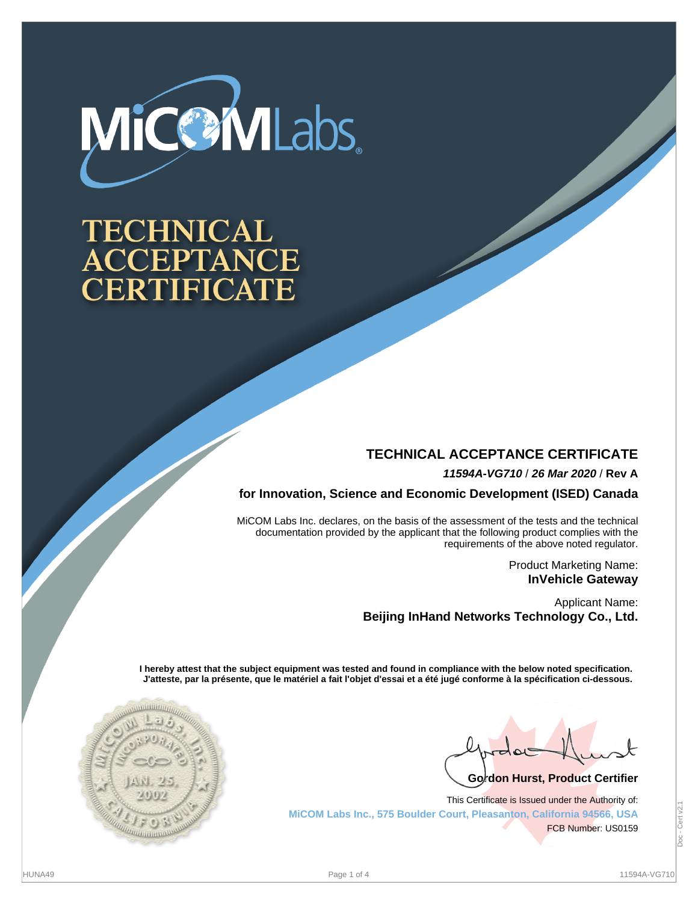MiCOM Labs

# TECHNICAL ACCEPTANCE CERTIFICATE

## TECHNICAL ACCEPTANCE CERTIFICATE

***11594A-VG710*** / ***26 Mar 2020*** / **Rev A**

**for Innovation, Science and Economic Development (ISED) Canada**

MiCOM Labs Inc. declares, on the basis of the assessment of the tests and the technical documentation provided by the applicant that the following product complies with the requirements of the above noted regulator.

Product Marketing Name:
**InVehicle Gateway**

Applicant Name:
**Beijing InHand Networks Technology Co., Ltd.**

**I hereby attest that the subject equipment was tested and found in compliance with the below noted specification.**
**J'atteste, par la présente, que le matériel a fait l'objet d'essai et a été jugé conforme à la spécification ci-dessous.**

MiCOM Labs, Inc. Incorporated JAN. 25, 2002 California

**Gordon Hurst, Product Certifier**

This Certificate is Issued under the Authority of:
**MiCOM Labs Inc., 575 Boulder Court, Pleasanton, California 94566, USA**
FCB Number: US0159

HUNA49

11594A-VG710

Doc - Cert v2.1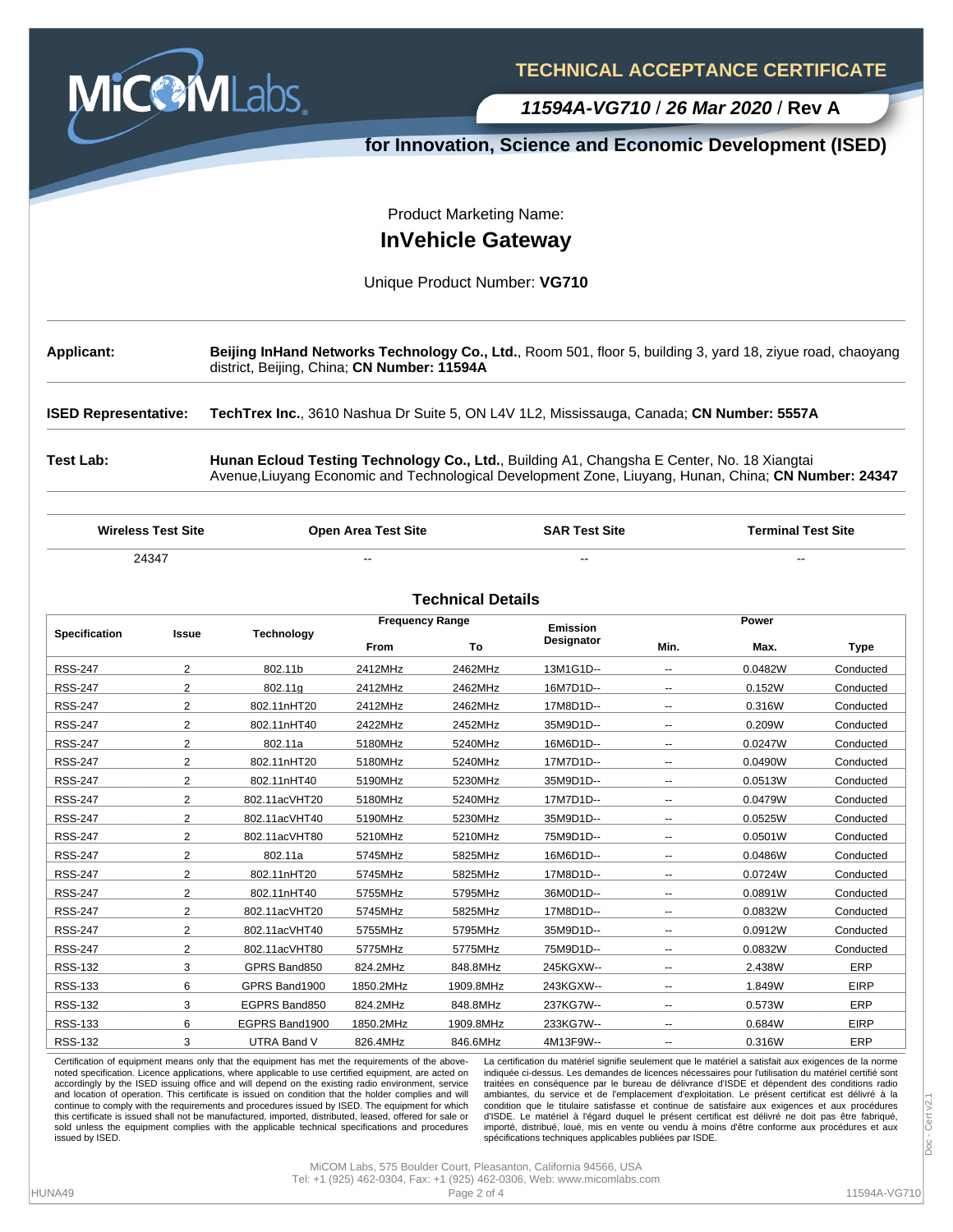# TECHNICAL ACCEPTANCE CERTIFICATE

***11594A-VG710** / **26 Mar 2020** / **Rev A***

## for Innovation, Science and Economic Development (ISED)

Product Marketing Name:

## InVehicle Gateway

Unique Product Number: **VG710**

---

**Applicant:** **Beijing InHand Networks Technology Co., Ltd.**, Room 501, floor 5, building 3, yard 18, ziyue road, chaoyang district, Beijing, China; **CN Number: 11594A**

**ISED Representative:** **TechTrex Inc.**, 3610 Nashua Dr Suite 5, ON L4V 1L2, Mississauga, Canada; **CN Number: 5557A**

**Test Lab:** **Hunan Ecloud Testing Technology Co., Ltd.**, Building A1, Changsha E Center, No. 18 Xiangtai Avenue,Liuyang Economic and Technological Development Zone, Liuyang, Hunan, China; **CN Number: 24347**

| Wireless Test Site | Open Area Test Site | SAR Test Site | Terminal Test Site |
|---|---|---|---|
| 24347 | -- | -- | -- |

### Technical Details

| Specification | Issue | Technology | Frequency Range | | Emission Designator | Power | | |
|---|---|---|---|---|---|---|---|---|
| | | | From | To | | Min. | Max. | Type |
| RSS-247 | 2 | 802.11b | 2412MHz | 2462MHz | 13M1G1D-- | -- | 0.0482W | Conducted |
| RSS-247 | 2 | 802.11g | 2412MHz | 2462MHz | 16M7D1D-- | -- | 0.152W | Conducted |
| RSS-247 | 2 | 802.11nHT20 | 2412MHz | 2462MHz | 17M8D1D-- | -- | 0.316W | Conducted |
| RSS-247 | 2 | 802.11nHT40 | 2422MHz | 2452MHz | 35M9D1D-- | -- | 0.209W | Conducted |
| RSS-247 | 2 | 802.11a | 5180MHz | 5240MHz | 16M6D1D-- | -- | 0.0247W | Conducted |
| RSS-247 | 2 | 802.11nHT20 | 5180MHz | 5240MHz | 17M7D1D-- | -- | 0.0490W | Conducted |
| RSS-247 | 2 | 802.11nHT40 | 5190MHz | 5230MHz | 35M9D1D-- | -- | 0.0513W | Conducted |
| RSS-247 | 2 | 802.11acVHT20 | 5180MHz | 5240MHz | 17M7D1D-- | -- | 0.0479W | Conducted |
| RSS-247 | 2 | 802.11acVHT40 | 5190MHz | 5230MHz | 35M9D1D-- | -- | 0.0525W | Conducted |
| RSS-247 | 2 | 802.11acVHT80 | 5210MHz | 5210MHz | 75M9D1D-- | -- | 0.0501W | Conducted |
| RSS-247 | 2 | 802.11a | 5745MHz | 5825MHz | 16M6D1D-- | -- | 0.0486W | Conducted |
| RSS-247 | 2 | 802.11nHT20 | 5745MHz | 5825MHz | 17M8D1D-- | -- | 0.0724W | Conducted |
| RSS-247 | 2 | 802.11nHT40 | 5755MHz | 5795MHz | 36M0D1D-- | -- | 0.0891W | Conducted |
| RSS-247 | 2 | 802.11acVHT20 | 5745MHz | 5825MHz | 17M8D1D-- | -- | 0.0832W | Conducted |
| RSS-247 | 2 | 802.11acVHT40 | 5755MHz | 5795MHz | 35M9D1D-- | -- | 0.0912W | Conducted |
| RSS-247 | 2 | 802.11acVHT80 | 5775MHz | 5775MHz | 75M9D1D-- | -- | 0.0832W | Conducted |
| RSS-132 | 3 | GPRS Band850 | 824.2MHz | 848.8MHz | 245KGXW-- | -- | 2.438W | ERP |
| RSS-133 | 6 | GPRS Band1900 | 1850.2MHz | 1909.8MHz | 243KGXW-- | -- | 1.849W | EIRP |
| RSS-132 | 3 | EGPRS Band850 | 824.2MHz | 848.8MHz | 237KG7W-- | -- | 0.573W | ERP |
| RSS-133 | 6 | EGPRS Band1900 | 1850.2MHz | 1909.8MHz | 233KG7W-- | -- | 0.684W | EIRP |
| RSS-132 | 3 | UTRA Band V | 826.4MHz | 846.6MHz | 4M13F9W-- | -- | 0.316W | ERP |

Certification of equipment means only that the equipment has met the requirements of the above-noted specification. Licence applications, where applicable to use certified equipment, are acted on accordingly by the ISED issuing office and will depend on the existing radio environment, service and location of operation. This certificate is issued on condition that the holder complies and will continue to comply with the requirements and procedures issued by ISED. The equipment for which this certificate is issued shall not be manufactured, imported, distributed, leased, offered for sale or sold unless the equipment complies with the applicable technical specifications and procedures issued by ISED.

La certification du matériel signifie seulement que le matériel a satisfait aux exigences de la norme indiquée ci-dessus. Les demandes de licences nécessaires pour l'utilisation du matériel certifié sont traitées en conséquence par le bureau de délivrance d'ISDE et dépendent des conditions radio ambiantes, du service et de l'emplacement d'exploitation. Le présent certificat est délivré à la condition que le titulaire satisfasse et continue de satisfaire aux exigences et aux procédures d'ISDE. Le matériel à l'égard duquel le présent certificat est délivré ne doit pas être fabriqué, importé, distribué, loué, mis en vente ou vendu à moins d'être conforme aux procédures et aux spécifications techniques applicables publiées par ISDE.

MiCOM Labs, 575 Boulder Court, Pleasanton, California 94566, USA
Tel: +1 (925) 462-0304, Fax: +1 (925) 462-0306, Web: www.micomlabs.com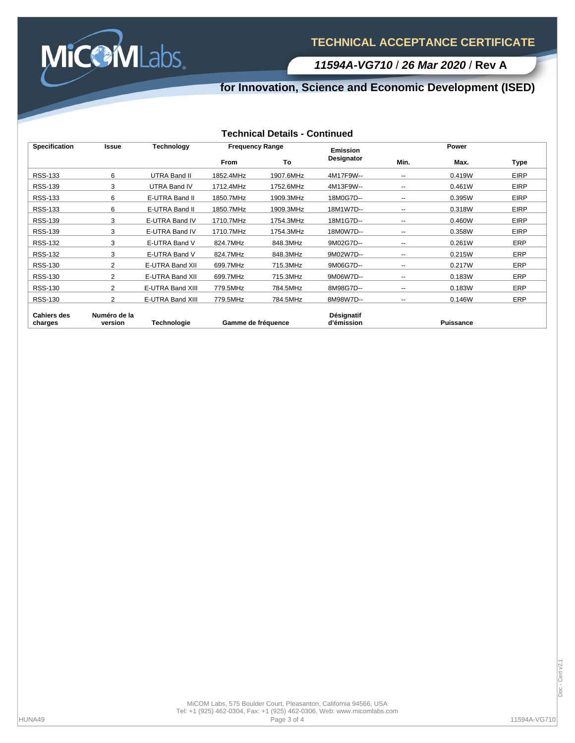# TECHNICAL ACCEPTANCE CERTIFICATE

***11594A-VG710* / *26 Mar 2020* / Rev A**

## for Innovation, Science and Economic Development (ISED)

### Technical Details - Continued

| Specification | Issue | Technology | Frequency Range | | Emission Designator | Power | | |
|---|---|---|---|---|---|---|---|---|
| | | | From | To | | Min. | Max. | Type |
| RSS-133 | 6 | UTRA Band II | 1852.4MHz | 1907.6MHz | 4M17F9W-- | -- | 0.419W | EIRP |
| RSS-139 | 3 | UTRA Band IV | 1712.4MHz | 1752.6MHz | 4M13F9W-- | -- | 0.461W | EIRP |
| RSS-133 | 6 | E-UTRA Band II | 1850.7MHz | 1909.3MHz | 18M0G7D-- | -- | 0.395W | EIRP |
| RSS-133 | 6 | E-UTRA Band II | 1850.7MHz | 1909.3MHz | 18M1W7D-- | -- | 0.318W | EIRP |
| RSS-139 | 3 | E-UTRA Band IV | 1710.7MHz | 1754.3MHz | 18M1G7D-- | -- | 0.460W | EIRP |
| RSS-139 | 3 | E-UTRA Band IV | 1710.7MHz | 1754.3MHz | 18M0W7D-- | -- | 0.358W | EIRP |
| RSS-132 | 3 | E-UTRA Band V | 824.7MHz | 848.3MHz | 9M02G7D-- | -- | 0.261W | ERP |
| RSS-132 | 3 | E-UTRA Band V | 824.7MHz | 848.3MHz | 9M02W7D-- | -- | 0.215W | ERP |
| RSS-130 | 2 | E-UTRA Band XII | 699.7MHz | 715.3MHz | 9M06G7D-- | -- | 0.217W | ERP |
| RSS-130 | 2 | E-UTRA Band XII | 699.7MHz | 715.3MHz | 9M06W7D-- | -- | 0.183W | ERP |
| RSS-130 | 2 | E-UTRA Band XIII | 779.5MHz | 784.5MHz | 8M98G7D-- | -- | 0.183W | ERP |
| RSS-130 | 2 | E-UTRA Band XIII | 779.5MHz | 784.5MHz | 8M98W7D-- | -- | 0.146W | ERP |
| **Cahiers des charges** | **Numéro de la version** | **Technologie** | **Gamme de fréquence** | | **Désignatif d'émission** | **Puissance** | | |

MiCOM Labs, 575 Boulder Court, Pleasanton, California 94566, USA
Tel: +1 (925) 462-0304, Fax: +1 (925) 462-0306, Web: www.micomlabs.com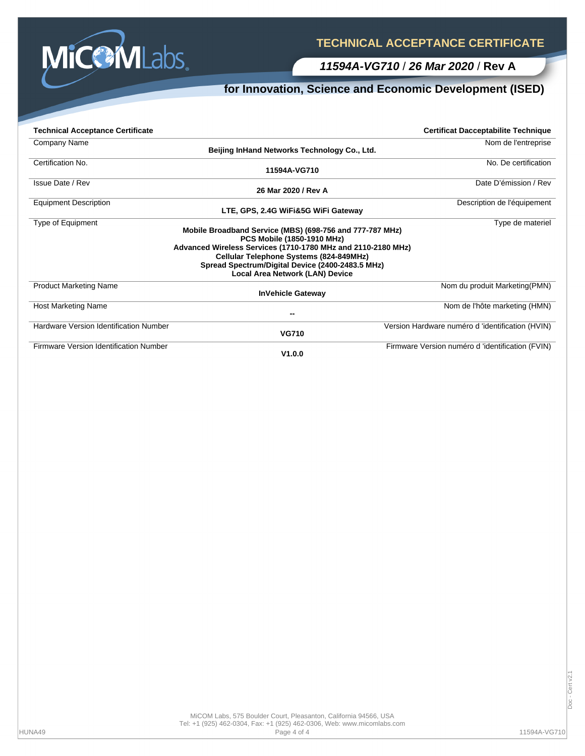# TECHNICAL ACCEPTANCE CERTIFICATE

***11594A-VG710*** / ***26 Mar 2020*** / **Rev A**

## for Innovation, Science and Economic Development (ISED)

| **Technical Acceptance Certificate** | | **Certificat Dacceptabilite Technique** |
|---|---|---|
| Company Name | **Beijing InHand Networks Technology Co., Ltd.** | Nom de l'entreprise |
| Certification No. | **11594A-VG710** | No. De certification |
| Issue Date / Rev | **26 Mar 2020 / Rev A** | Date D'émission / Rev |
| Equipment Description | **LTE, GPS, 2.4G WiFi&5G WiFi Gateway** | Description de l'équipement |
| Type of Equipment | **Mobile Broadband Service (MBS) (698-756 and 777-787 MHz)**<br>**PCS Mobile (1850-1910 MHz)**<br>**Advanced Wireless Services (1710-1780 MHz and 2110-2180 MHz)**<br>**Cellular Telephone Systems (824-849MHz)**<br>**Spread Spectrum/Digital Device (2400-2483.5 MHz)**<br>**Local Area Network (LAN) Device** | Type de materiel |
| Product Marketing Name | **InVehicle Gateway** | Nom du produit Marketing(PMN) |
| Host Marketing Name | **--** | Nom de l'hôte marketing (HMN) |
| Hardware Version Identification Number | **VG710** | Version Hardware numéro d 'identification (HVIN) |
| Firmware Version Identification Number | **V1.0.0** | Firmware Version numéro d 'identification (FVIN) |

MiCOM Labs, 575 Boulder Court, Pleasanton, California 94566, USA
Tel: +1 (925) 462-0304, Fax: +1 (925) 462-0306, Web: www.micomlabs.com